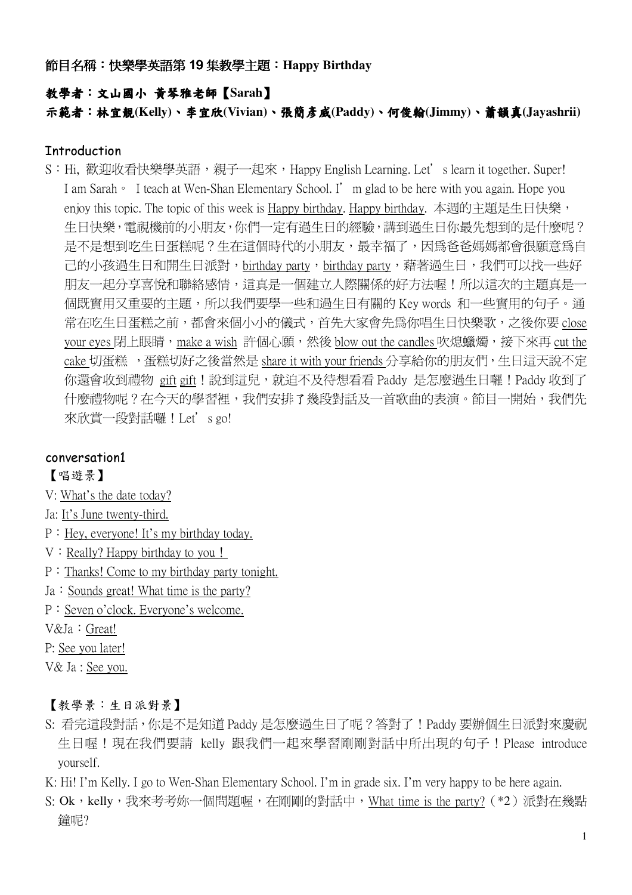**節目名稱：快樂學英語第 19 集教學主題：Happy Birthday**

**教學者：文山國小 黃琴雅老師【Sarah】**

**示範者：林宜靚(Kelly)、李宜欣(Vivian)、張簡彥威(Paddy)、何俊翰(Jimmy)、蕭韻真(Jayashrii)**

## Introduction

S：Hi, 歡迎收看快樂學英語，親子一起來，Happy English Learning. Let' s learn it together. Super! I am Sarah。 I teach at Wen-Shan Elementary School. I' m glad to be here with you again. Hope you enjoy this topic. The topic of this week is Happy birthday. Happy birthday. 本週的主題是生日快樂，生日快樂，電視機前的小朋友，你們一定有過生日的經驗，講到過生日你最先想到的是什麼呢？是不是想到吃生日蛋糕呢？生在這個時代的小朋友，最幸福了，因爲爸爸媽媽都會很願意爲自己的小孩過生日和開生日派對，birthday party，birthday party，藉著過生日，我們可以找一些好朋友一起分享喜悅和聯絡感情，這真是一個建立人際關係的好方法喔！所以這次的主題真是一個既實用又重要的主題，所以我們要學一些和過生日有關的 Key words 和一些實用的句子。通常在吃生日蛋糕之前，都會來個小小的儀式，首先大家會先爲你唱生日快樂歌，之後你要 close your eyes 閉上眼睛，make a wish 許個心願，然後 blow out the candles 吹熄蠟燭，接下來再 cut the cake 切蛋糕 ，蛋糕切好之後當然是 share it with your friends 分享給你的朋友們，生日這天說不定你還會收到禮物 gift gift！說到這兒，就迫不及待想看看 Paddy 是怎麼過生日囉！Paddy 收到了什麼禮物呢？在今天的學習裡，我們安排了幾段對話及一首歌曲的表演。節目一開始，我們先來欣賞一段對話囉！Let' s go!

## conversation1

【唱遊景】

V: What's the date today?

Ja: It's June twenty-third.

P：Hey, everyone! It's my birthday today.

V：Really? Happy birthday to you！

P：Thanks! Come to my birthday party tonight.

Ja：Sounds great! What time is the party?

P：Seven o'clock. Everyone's welcome.

V&Ja：Great!

P: See you later!

V& Ja : See you.

【教學景：生日派對景】

S: 看完這段對話，你是不是知道 Paddy 是怎麼過生日了呢？答對了！Paddy 要辦個生日派對來慶祝生日喔！現在我們要請 kelly 跟我們一起來學習剛剛對話中所出現的句子！Please introduce yourself.

K: Hi! I'm Kelly. I go to Wen-Shan Elementary School. I'm in grade six. I'm very happy to be here again.

S: Ok，kelly，我來考考妳一個問題喔，在剛剛的對話中，What time is the party?（*2）派對在幾點鐘呢?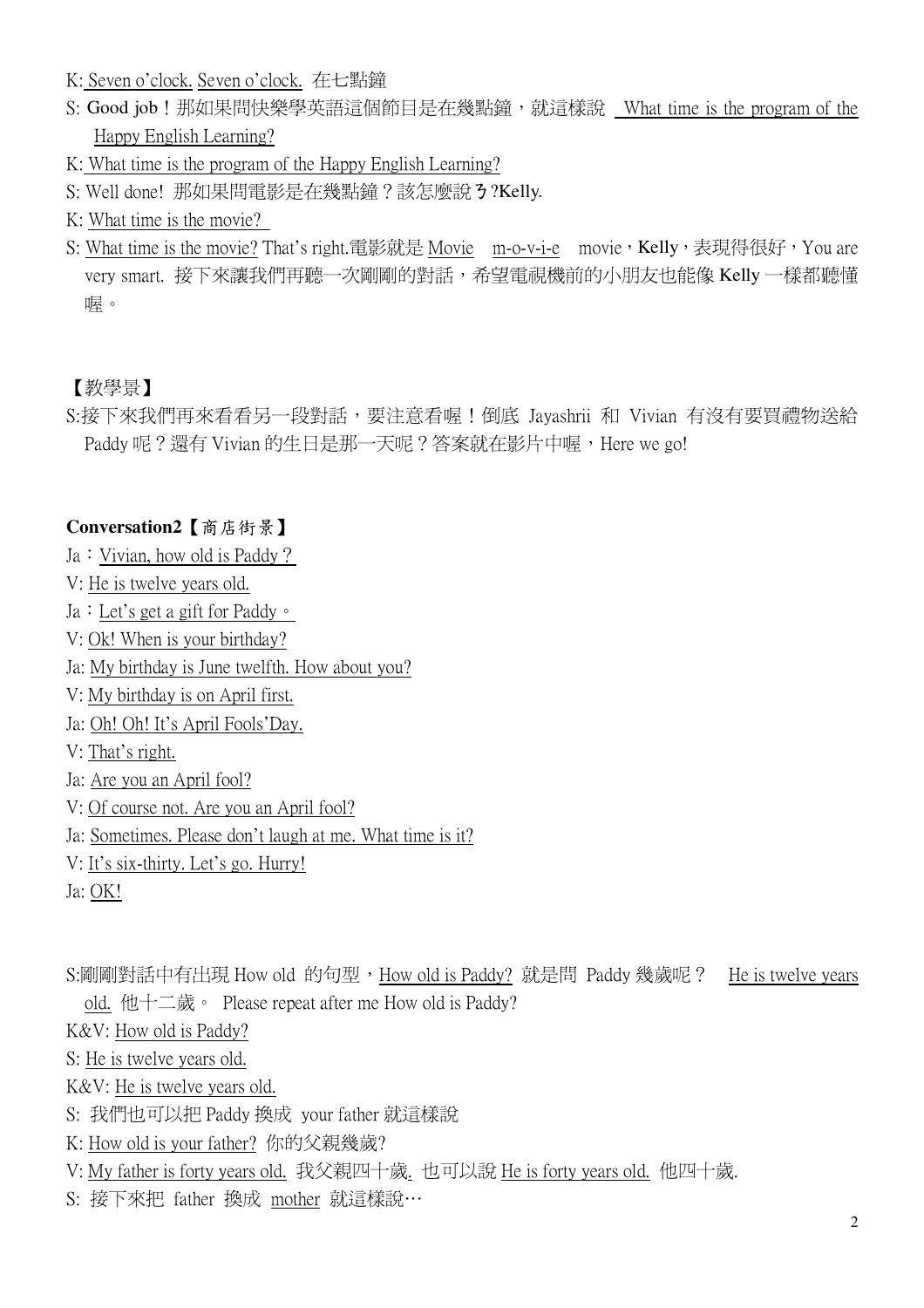K: Seven o'clock. Seven o'clock. 在七點鐘

S: Good job！那如果問快樂學英語這個節目是在幾點鐘，就這樣說 What time is the program of the Happy English Learning?

K: What time is the program of the Happy English Learning?

S: Well done! 那如果問電影是在幾點鐘？該怎麼說ㄋ?Kelly.

K: What time is the movie?

S: What time is the movie? That's right.電影就是 Movie m-o-v-i-e movie，Kelly，表現得很好，You are very smart. 接下來讓我們再聽一次剛剛的對話，希望電視機前的小朋友也能像 Kelly 一樣都聽懂喔。

【教學景】

S:接下來我們再來看看另一段對話，要注意看喔！倒底 Jayashrii 和 Vivian 有沒有要買禮物送給 Paddy 呢？還有 Vivian 的生日是那一天呢？答案就在影片中喔，Here we go!

**Conversation2**【商店街景】

Ja：Vivian, how old is Paddy？

V: He is twelve years old.

Ja：Let's get a gift for Paddy。

V: Ok! When is your birthday?

Ja: My birthday is June twelfth. How about you?

V: My birthday is on April first.

Ja: Oh! Oh! It's April Fools'Day.

V: That's right.

Ja: Are you an April fool?

V: Of course not. Are you an April fool?

Ja: Sometimes. Please don't laugh at me. What time is it?

V: It's six-thirty. Let's go. Hurry!

Ja: OK!

S:剛剛對話中有出現 How old 的句型，How old is Paddy? 就是問 Paddy 幾歲呢？ He is twelve years old. 他十二歲。 Please repeat after me How old is Paddy?

K&V: How old is Paddy?

S: He is twelve years old.

K&V: He is twelve years old.

S: 我們也可以把 Paddy 換成 your father 就這樣說

K: How old is your father? 你的父親幾歲?

V: My father is forty years old. 我父親四十歲. 也可以說 He is forty years old. 他四十歲.

S: 接下來把 father 換成 mother 就這樣說…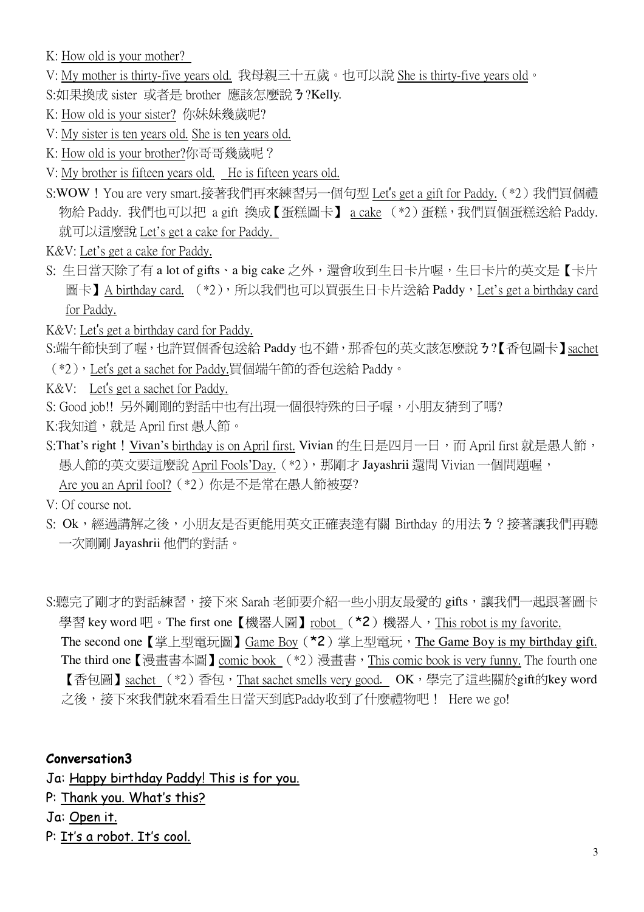K: <u>How old is your mother?</u>

V: <u>My mother is thirty-five years old.</u> 我母親三十五歲。也可以說 <u>She is thirty-five years old</u>。

S:如果換成 sister 或者是 brother 應該怎麼說ㄋ?Kelly.

K: <u>How old is your sister?</u> 你妹妹幾歲呢?

V: <u>My sister is ten years old.</u> <u>She is ten years old.</u>

K: <u>How old is your brother?</u>你哥哥幾歲呢？

V: <u>My brother is fifteen years old.</u> <u>He is fifteen years old.</u>

S:WOW！You are very smart.接著我們再來練習另一個句型 <u>Let's get a gift for Paddy.</u>（*2）我們買個禮物給 Paddy. 我們也可以把 a gift 換成【蛋糕圖卡】 <u>a cake</u> （*2）蛋糕，我們買個蛋糕送給 Paddy. 就可以這麼說 <u>Let's get a cake for Paddy.</u>

K&V: <u>Let's get a cake for Paddy.</u>

S: 生日當天除了有 a lot of gifts、a big cake 之外，還會收到生日卡片喔，生日卡片的英文是【卡片圖卡】<u>A birthday card.</u> （*2），所以我們也可以買張生日卡片送給 Paddy，<u>Let's get a birthday card for Paddy.</u>

K&V: <u>Let's get a birthday card for Paddy.</u>

S:端午節快到了喔，也許買個香包送給 Paddy 也不錯，那香包的英文該怎麼說ㄋ?【香包圖卡】<u>sachet</u>（*2），<u>Let's get a sachet for Paddy.</u>買個端午節的香包送給 Paddy。

K&V: <u>Let's get a sachet for Paddy.</u>

S: Good job!! 另外剛剛的對話中也有出現一個很特殊的日子喔，小朋友猜到了嗎?

K:我知道，就是 April first 愚人節。

S:That's right！<u>Vivan's birthday is on April first.</u> Vivian 的生日是四月一日，而 April first 就是愚人節，愚人節的英文要這麼說 <u>April Fools'Day.</u>（*2），那剛才 Jayashrii 還問 Vivian 一個問題喔，<u>Are you an April fool?</u>（*2）你是不是常在愚人節被耍?

V: Of course not.

S: Ok，經過講解之後，小朋友是否更能用英文正確表達有關 Birthday 的用法ㄋ？接著讓我們再聽一次剛剛 Jayashrii 他們的對話。

S:聽完了剛才的對話練習，接下來 Sarah 老師要介紹一些小朋友最愛的 gifts，讓我們一起跟著圖卡學習 key word 吧。The first one【機器人圖】<u>robot</u> （*2）機器人，<u>This robot is my favorite.</u> The second one【掌上型電玩圖】<u>Game Boy</u>（*2）掌上型電玩，<u>The Game Boy is my birthday gift.</u> The third one【漫畫書本圖】<u>comic book</u> （*2）漫畫書，<u>This comic book is very funny.</u> The fourth one【香包圖】<u>sachet</u> （*2）香包，<u>That sachet smells very good.</u> OK，學完了這些關於gift的key word之後，接下來我們就來看看生日當天到底Paddy收到了什麼禮物吧！ Here we go!

**Conversation3**

Ja: <u>Happy birthday Paddy! This is for you.</u>

P: <u>Thank you. What's this?</u>

Ja: <u>Open it.</u>

P: <u>It's a robot. It's cool.</u>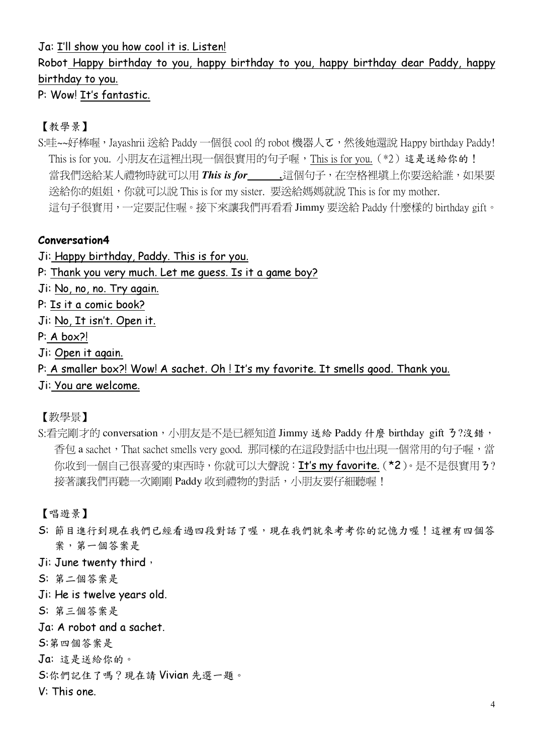Ja: I'll show you how cool it is. Listen!

Robot Happy birthday to you, happy birthday to you, happy birthday dear Paddy, happy birthday to you.

P: Wow! It's fantastic.

【教學景】

S:哇~~好棒喔，Jayashrii 送給 Paddy 一個很 cool 的 robot 機器人ㄛ，然後她還說 Happy birthday Paddy! This is for you. 小朋友在這裡出現一個很實用的句子喔，This is for you.（*2）這是送給你的！當我們送給某人禮物時就可以用 ***This is for______.***這個句子，在空格裡填上你要送給誰，如果要送給你的姐姐，你就可以說 This is for my sister. 要送給媽媽就說 This is for my mother. 這句子很實用，一定要記住喔。接下來讓我們再看看 Jimmy 要送給 Paddy 什麼樣的 birthday gift。

**Conversation4**

Ji: Happy birthday, Paddy. This is for you.

P: Thank you very much. Let me guess. Is it a game boy?

Ji: No, no, no. Try again.

P: Is it a comic book?

Ji: No, It isn't. Open it.

P: A box?!

Ji: Open it again.

P: A smaller box?! Wow! A sachet. Oh ! It's my favorite. It smells good. Thank you.

Ji: You are welcome.

【教學景】

S:看完剛才的 conversation，小朋友是不是已經知道 Jimmy 送給 Paddy 什麼 birthday gift ㄋ?沒錯，香包 a sachet，That sachet smells very good. 那同樣的在這段對話中也出現一個常用的句子喔，當你收到一個自己很喜愛的東西時，你就可以大聲說：It's my favorite.（*2）。是不是很實用ㄋ?接著讓我們再聽一次剛剛 Paddy 收到禮物的對話，小朋友要仔細聽喔！

【唱遊景】

S: 節目進行到現在我們已經看過四段對話了喔，現在我們就來考考你的記憶力喔！這裡有四個答案，第一個答案是

Ji: June twenty third，

S: 第二個答案是

Ji: He is twelve years old.

S: 第三個答案是

Ja: A robot and a sachet.

S:第四個答案是

Ja: 這是送給你的。

S:你們記住了嗎？現在請 Vivian 先選一題。

V: This one.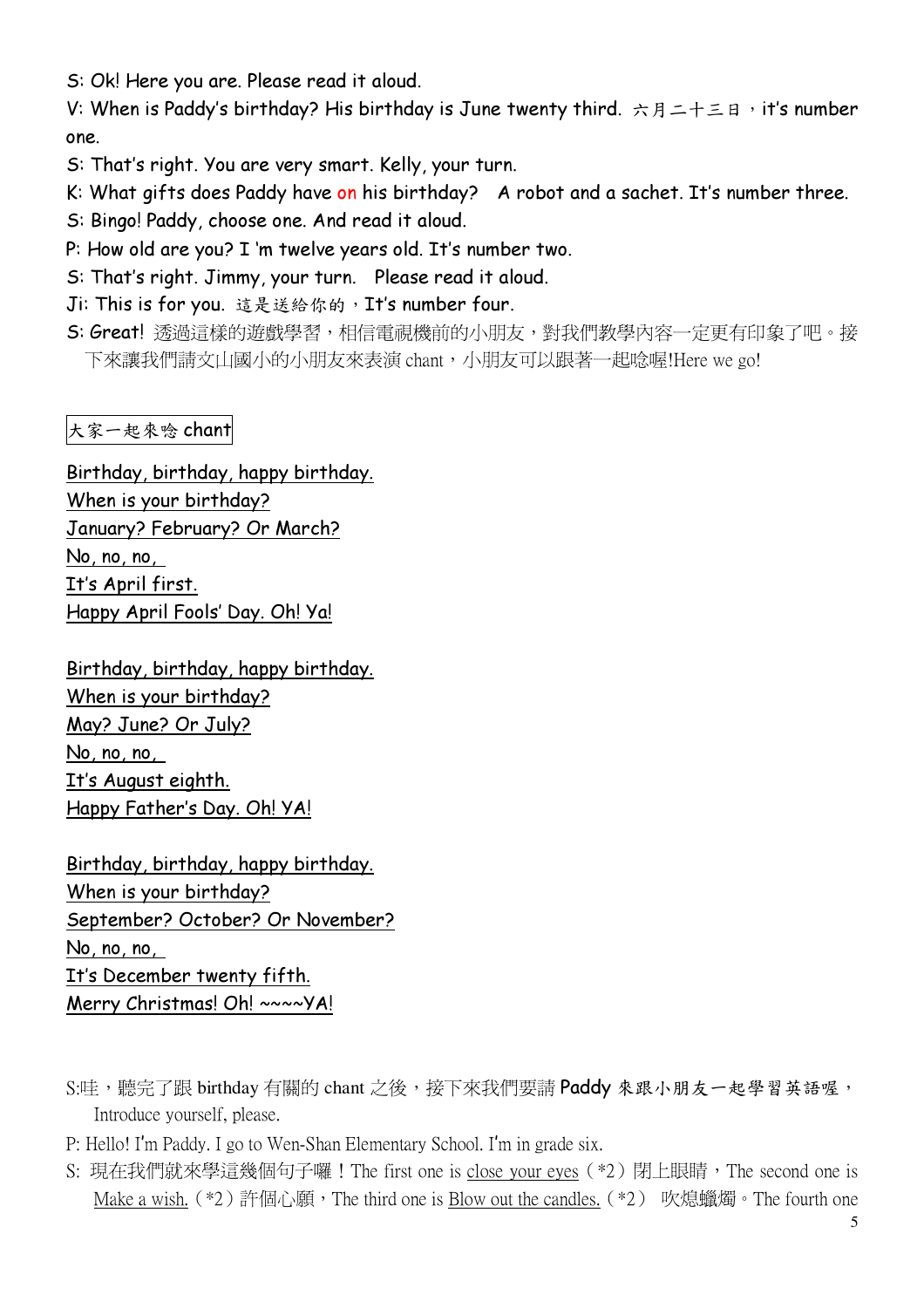S: Ok! Here you are. Please read it aloud.

V: When is Paddy's birthday? His birthday is June twenty third. 六月二十三日，it's number one.

S: That's right. You are very smart. Kelly, your turn.

K: What gifts does Paddy have on his birthday?　A robot and a sachet. It's number three.

S: Bingo! Paddy, choose one. And read it aloud.

P: How old are you? I 'm twelve years old. It's number two.

S: That's right. Jimmy, your turn.　Please read it aloud.

Ji: This is for you. 這是送給你的，It's number four.

S: Great! 透過這樣的遊戲學習，相信電視機前的小朋友，對我們教學內容一定更有印象了吧。接下來讓我們請文山國小的小朋友來表演 chant，小朋友可以跟著一起唸喔!Here we go!

大家一起來唸 chant

Birthday, birthday, happy birthday.
When is your birthday?
January? February? Or March?
No, no, no,
It's April first.
Happy April Fools' Day. Oh! Ya!

Birthday, birthday, happy birthday.
When is your birthday?
May? June? Or July?
No, no, no,
It's August eighth.
Happy Father's Day. Oh! YA!

Birthday, birthday, happy birthday.
When is your birthday?
September? October? Or November?
No, no, no,
It's December twenty fifth.
Merry Christmas! Oh! ~~~~YA!

S:哇，聽完了跟 birthday 有關的 chant 之後，接下來我們要請 Paddy 來跟小朋友一起學習英語喔，Introduce yourself, please.

P: Hello! I'm Paddy. I go to Wen-Shan Elementary School. I'm in grade six.

S: 現在我們就來學這幾個句子囉！The first one is close your eyes（*2）閉上眼睛，The second one is Make a wish.（*2）許個心願，The third one is Blow out the candles.（*2） 吹熄蠟燭。The fourth one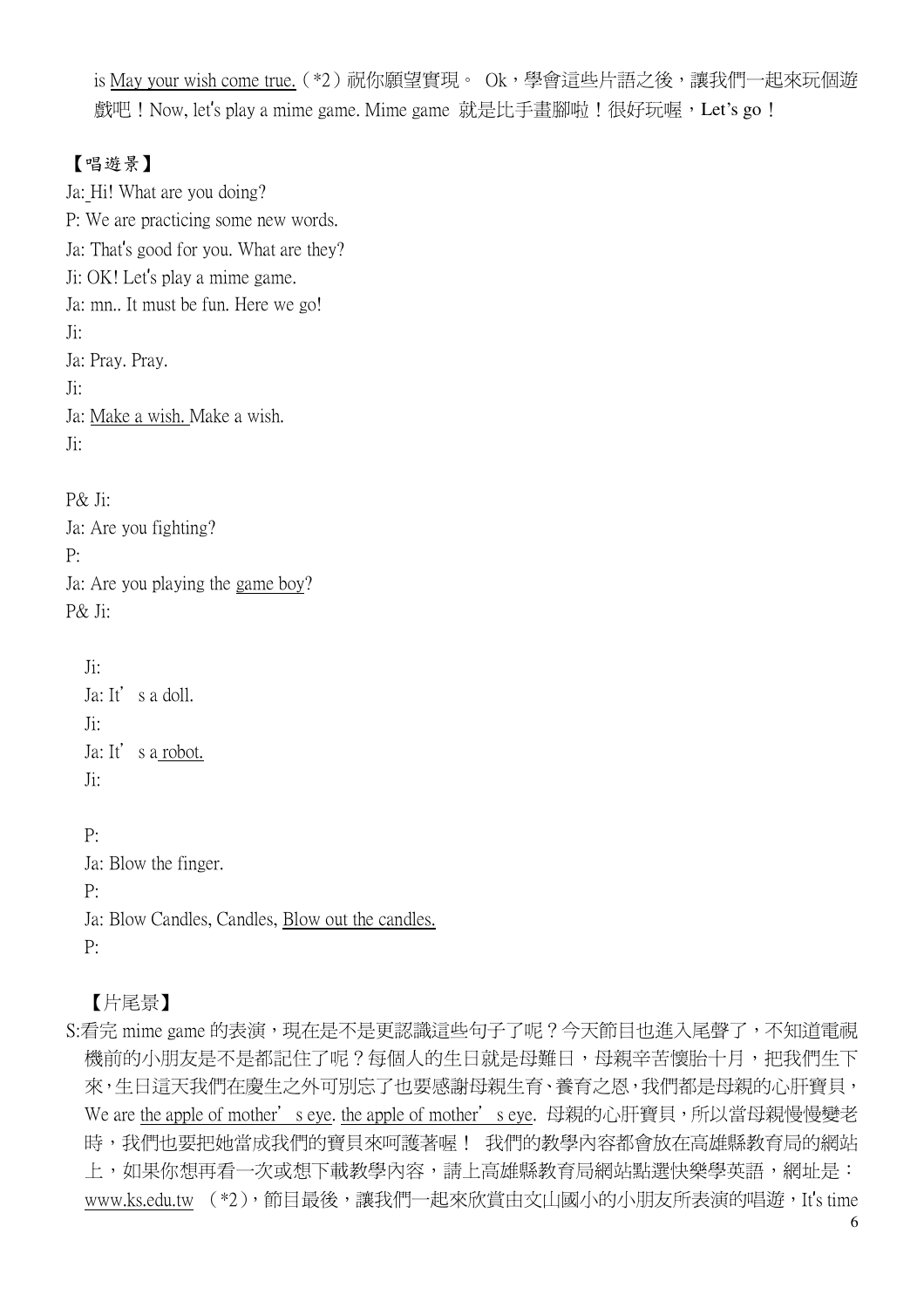is <u>May your wish come true.</u>（*2）祝你願望實現。 Ok，學會這些片語之後，讓我們一起來玩個遊戲吧！Now, let's play a mime game. Mime game 就是比手畫腳啦！很好玩喔，Let's go！

【唱遊景】

Ja: Hi! What are you doing?

P: We are practicing some new words.

Ja: That's good for you. What are they?

Ji: OK! Let's play a mime game.

Ja: mn.. It must be fun. Here we go!

Ji:

Ja: Pray. Pray.

Ji:

Ja: <u>Make a wish.</u> Make a wish.

Ji:

P& Ji:

Ja: Are you fighting?

P:

Ja: Are you playing the <u>game boy</u>?

P& Ji:

Ji:

Ja: It' s a doll.

Ji:

Ja: It' s a <u>robot.</u>

Ji:

P:

Ja: Blow the finger.

P:

Ja: Blow Candles, Candles, <u>Blow out the candles.</u>

P:

【片尾景】

S:看完 mime game 的表演，現在是不是更認識這些句子了呢？今天節目也進入尾聲了，不知道電視機前的小朋友是不是都記住了呢？每個人的生日就是母難日，母親辛苦懷胎十月，把我們生下來，生日這天我們在慶生之外可別忘了也要感謝母親生育、養育之恩，我們都是母親的心肝寶貝，We are <u>the apple of mother' s eye</u>. <u>the apple of mother' s eye</u>. 母親的心肝寶貝，所以當母親慢慢變老時，我們也要把她當成我們的寶貝來呵護著喔！ 我們的教學內容都會放在高雄縣教育局的網站上，如果你想再看一次或想下載教學內容，請上高雄縣教育局網站點選快樂學英語，網址是：<u>www.ks.edu.tw</u> （*2），節目最後，讓我們一起來欣賞由文山國小的小朋友所表演的唱遊，It's time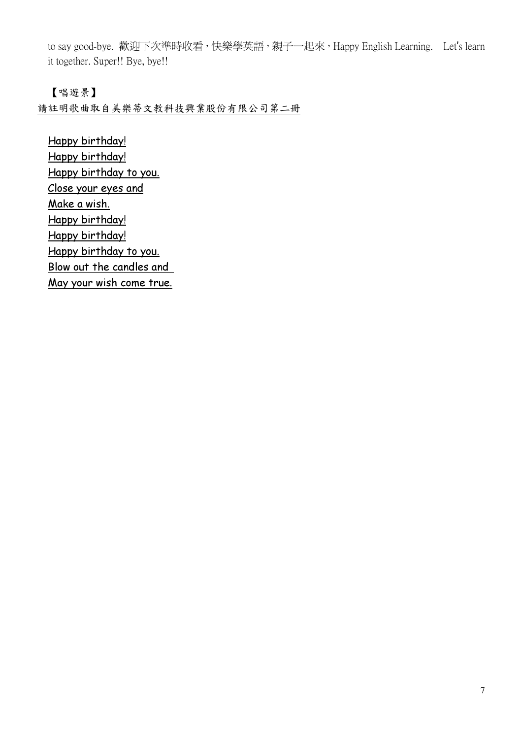to say good-bye. 歡迎下次準時收看，快樂學英語，親子一起來，Happy English Learning. Let's learn it together. Super!! Bye, bye!!

【唱遊景】

請註明歌曲取自美樂蒂文教科技興業股份有限公司第二冊

Happy birthday!
Happy birthday!
Happy birthday to you.
Close your eyes and
Make a wish.
Happy birthday!
Happy birthday!
Happy birthday to you.
Blow out the candles and
May your wish come true.